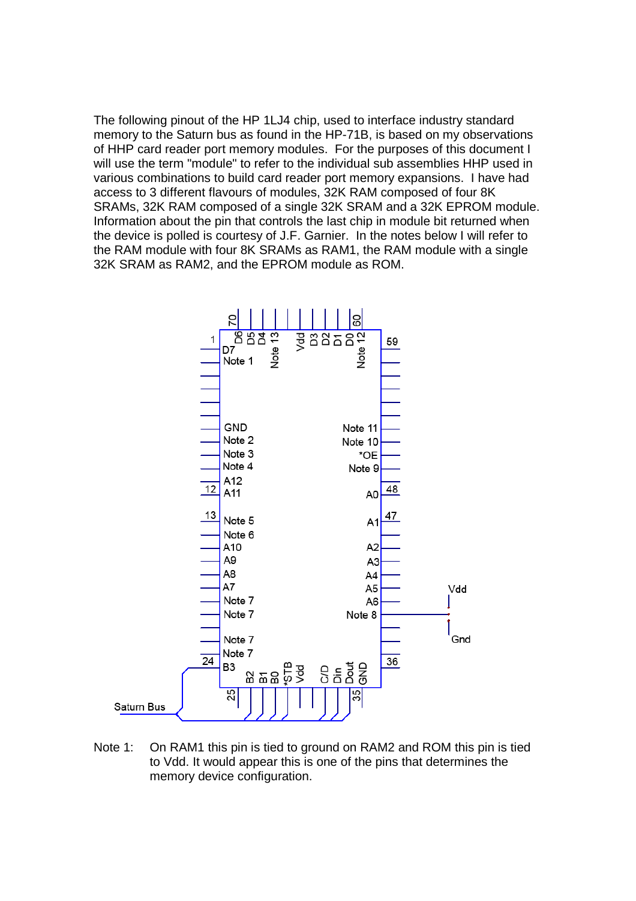The following pinout of the HP 1LJ4 chip, used to interface industry standard memory to the Saturn bus as found in the HP-71B, is based on my observations of HHP card reader port memory modules. For the purposes of this document I will use the term "module" to refer to the individual sub assemblies HHP used in various combinations to build card reader port memory expansions. I have had access to 3 different flavours of modules, 32K RAM composed of four 8K SRAMs, 32K RAM composed of a single 32K SRAM and a 32K EPROM module. Information about the pin that controls the last chip in module bit returned when the device is polled is courtesy of J.F. Garnier. In the notes below I will refer to the RAM module with four 8K SRAMs as RAM1, the RAM module with a single 32K SRAM as RAM2, and the EPROM module as ROM.

Note 1: On RAM1 this pin is tied to ground on RAM2 and ROM this pin is tied to Vdd. It would appear this is one of the pins that determines the memory device configuration.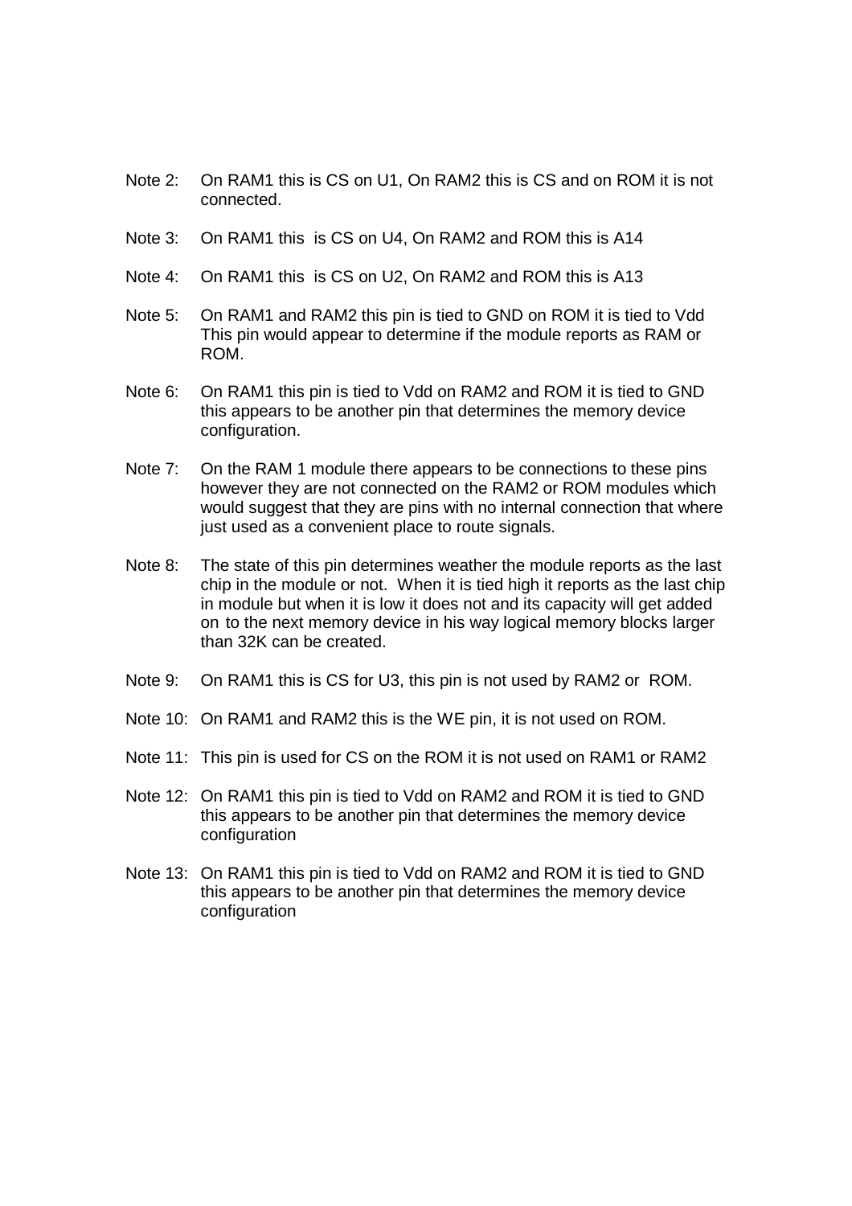Note 2: On RAM1 this is CS on U1, On RAM2 this is CS and on ROM it is not connected.

Note 3: On RAM1 this is CS on U4, On RAM2 and ROM this is A14

Note 4: On RAM1 this is CS on U2, On RAM2 and ROM this is A13

Note 5: On RAM1 and RAM2 this pin is tied to GND on ROM it is tied to Vdd This pin would appear to determine if the module reports as RAM or ROM.

Note 6: On RAM1 this pin is tied to Vdd on RAM2 and ROM it is tied to GND this appears to be another pin that determines the memory device configuration.

Note 7: On the RAM 1 module there appears to be connections to these pins however they are not connected on the RAM2 or ROM modules which would suggest that they are pins with no internal connection that where just used as a convenient place to route signals.

Note 8: The state of this pin determines weather the module reports as the last chip in the module or not. When it is tied high it reports as the last chip in module but when it is low it does not and its capacity will get added on to the next memory device in his way logical memory blocks larger than 32K can be created.

Note 9: On RAM1 this is CS for U3, this pin is not used by RAM2 or ROM.

Note 10: On RAM1 and RAM2 this is the WE pin, it is not used on ROM.

Note 11: This pin is used for CS on the ROM it is not used on RAM1 or RAM2

Note 12: On RAM1 this pin is tied to Vdd on RAM2 and ROM it is tied to GND this appears to be another pin that determines the memory device configuration

Note 13: On RAM1 this pin is tied to Vdd on RAM2 and ROM it is tied to GND this appears to be another pin that determines the memory device configuration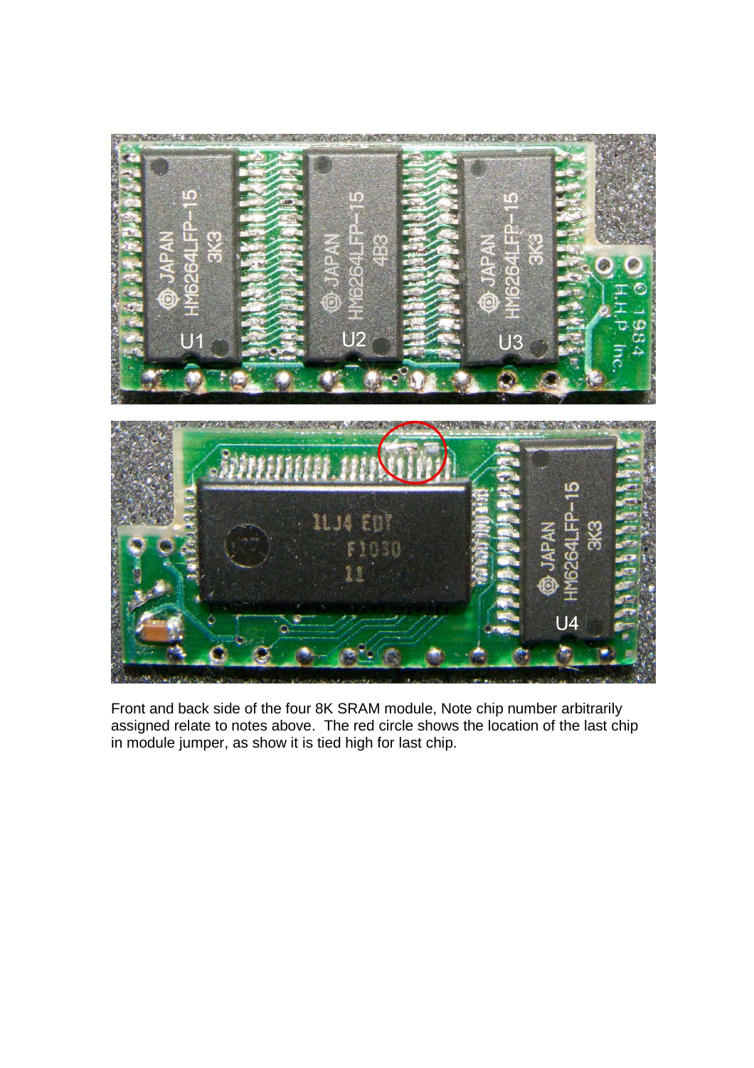Front and back side of the four 8K SRAM module, Note chip number arbitrarily assigned relate to notes above. The red circle shows the location of the last chip in module jumper, as show it is tied high for last chip.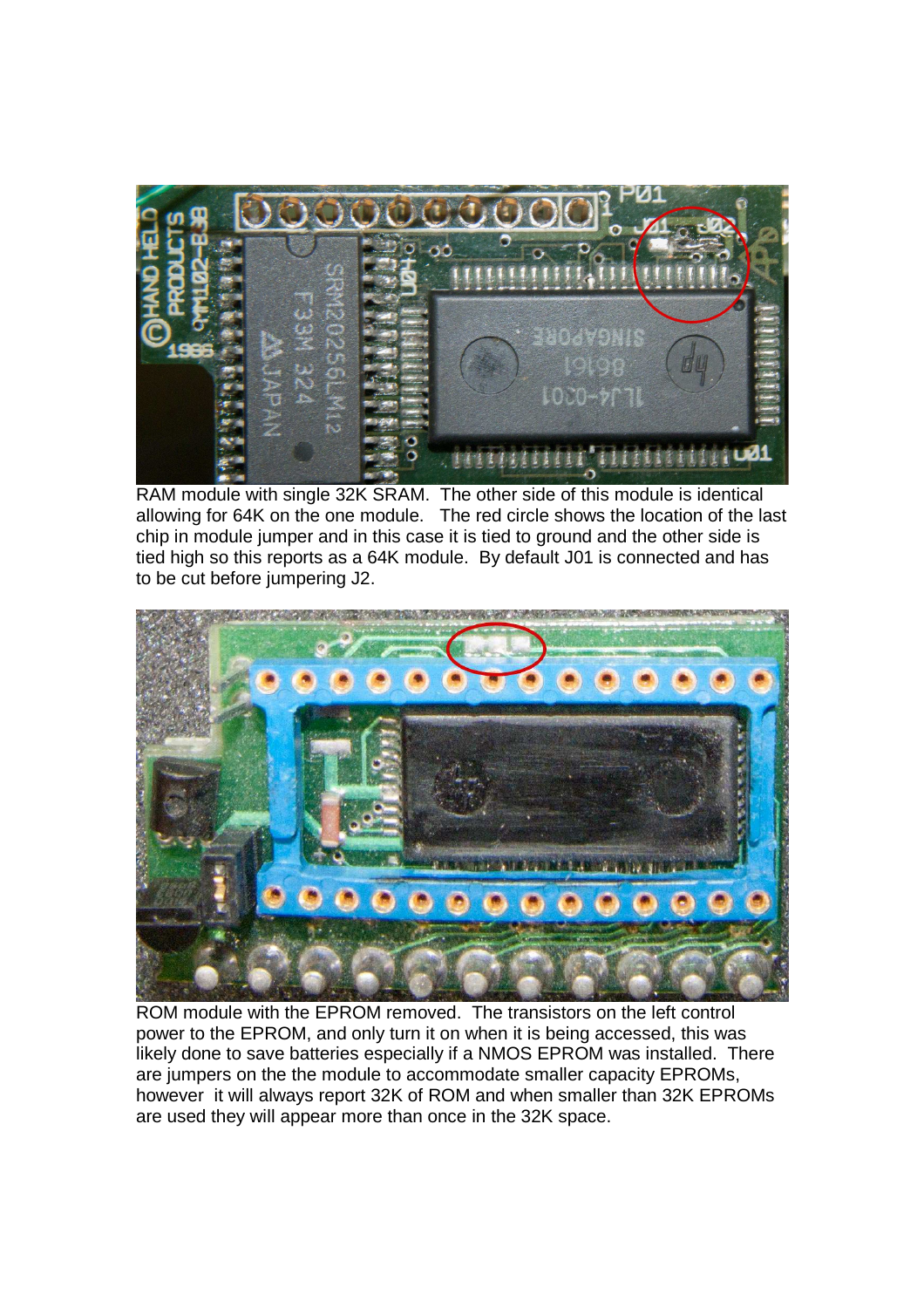RAM module with single 32K SRAM. The other side of this module is identical allowing for 64K on the one module. The red circle shows the location of the last chip in module jumper and in this case it is tied to ground and the other side is tied high so this reports as a 64K module. By default J01 is connected and has to be cut before jumpering J2.

ROM module with the EPROM removed. The transistors on the left control power to the EPROM, and only turn it on when it is being accessed, this was likely done to save batteries especially if a NMOS EPROM was installed. There are jumpers on the the module to accommodate smaller capacity EPROMs, however it will always report 32K of ROM and when smaller than 32K EPROMs are used they will appear more than once in the 32K space.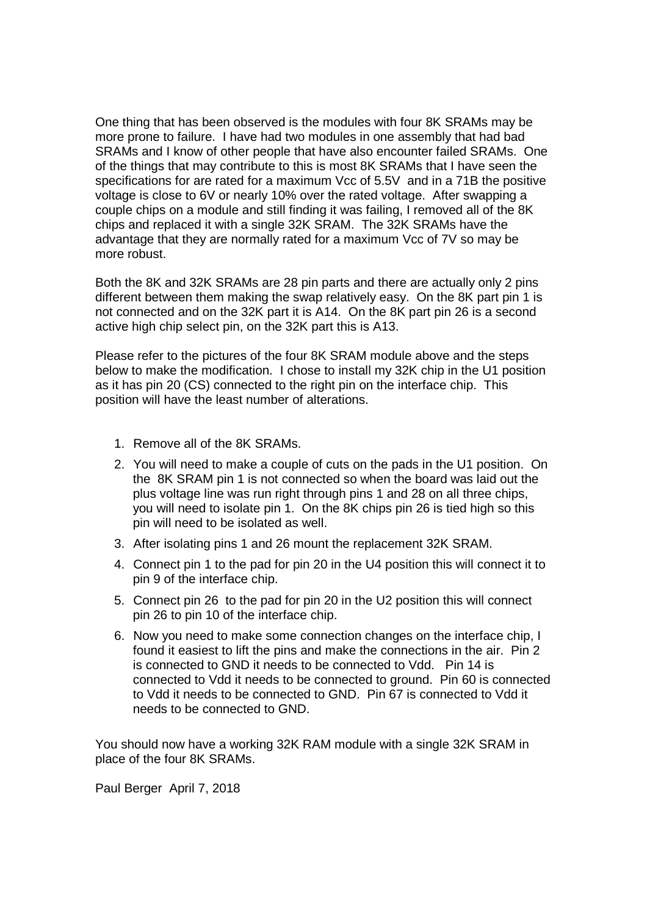One thing that has been observed is the modules with four 8K SRAMs may be more prone to failure. I have had two modules in one assembly that had bad SRAMs and I know of other people that have also encounter failed SRAMs. One of the things that may contribute to this is most 8K SRAMs that I have seen the specifications for are rated for a maximum Vcc of 5.5V and in a 71B the positive voltage is close to 6V or nearly 10% over the rated voltage. After swapping a couple chips on a module and still finding it was failing, I removed all of the 8K chips and replaced it with a single 32K SRAM. The 32K SRAMs have the advantage that they are normally rated for a maximum Vcc of 7V so may be more robust.

Both the 8K and 32K SRAMs are 28 pin parts and there are actually only 2 pins different between them making the swap relatively easy. On the 8K part pin 1 is not connected and on the 32K part it is A14. On the 8K part pin 26 is a second active high chip select pin, on the 32K part this is A13.

Please refer to the pictures of the four 8K SRAM module above and the steps below to make the modification. I chose to install my 32K chip in the U1 position as it has pin 20 (CS) connected to the right pin on the interface chip. This position will have the least number of alterations.

1. Remove all of the 8K SRAMs.
2. You will need to make a couple of cuts on the pads in the U1 position. On the 8K SRAM pin 1 is not connected so when the board was laid out the plus voltage line was run right through pins 1 and 28 on all three chips, you will need to isolate pin 1. On the 8K chips pin 26 is tied high so this pin will need to be isolated as well.
3. After isolating pins 1 and 26 mount the replacement 32K SRAM.
4. Connect pin 1 to the pad for pin 20 in the U4 position this will connect it to pin 9 of the interface chip.
5. Connect pin 26 to the pad for pin 20 in the U2 position this will connect pin 26 to pin 10 of the interface chip.
6. Now you need to make some connection changes on the interface chip, I found it easiest to lift the pins and make the connections in the air. Pin 2 is connected to GND it needs to be connected to Vdd. Pin 14 is connected to Vdd it needs to be connected to ground. Pin 60 is connected to Vdd it needs to be connected to GND. Pin 67 is connected to Vdd it needs to be connected to GND.

You should now have a working 32K RAM module with a single 32K SRAM in place of the four 8K SRAMs.

Paul Berger April 7, 2018